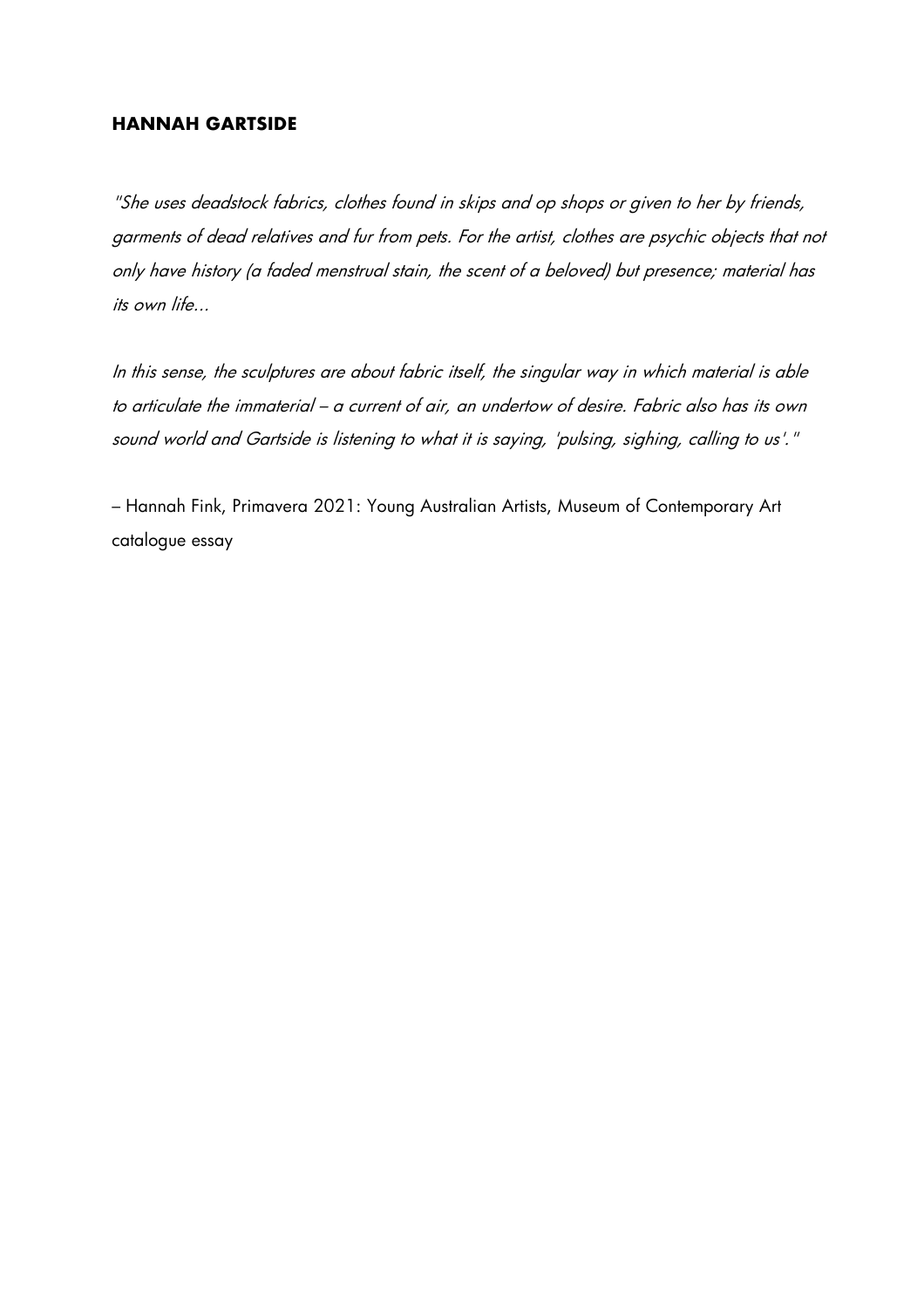## HANNAH GARTSIDE

*"She uses deadstock fabrics, clothes found in skips and op shops or given to her by friends, garments of dead relatives and fur from pets. For the artist, clothes are psychic objects that not only have history (a faded menstrual stain, the scent of a beloved) but presence; material has its own life...*

*In this sense, the sculptures are about fabric itself, the singular way in which material is able to articulate the immaterial – a current of air, an undertow of desire. Fabric also has its own sound world and Gartside is listening to what it is saying, 'pulsing, sighing, calling to us'."*

– Hannah Fink, Primavera 2021: Young Australian Artists, Museum of Contemporary Art catalogue essay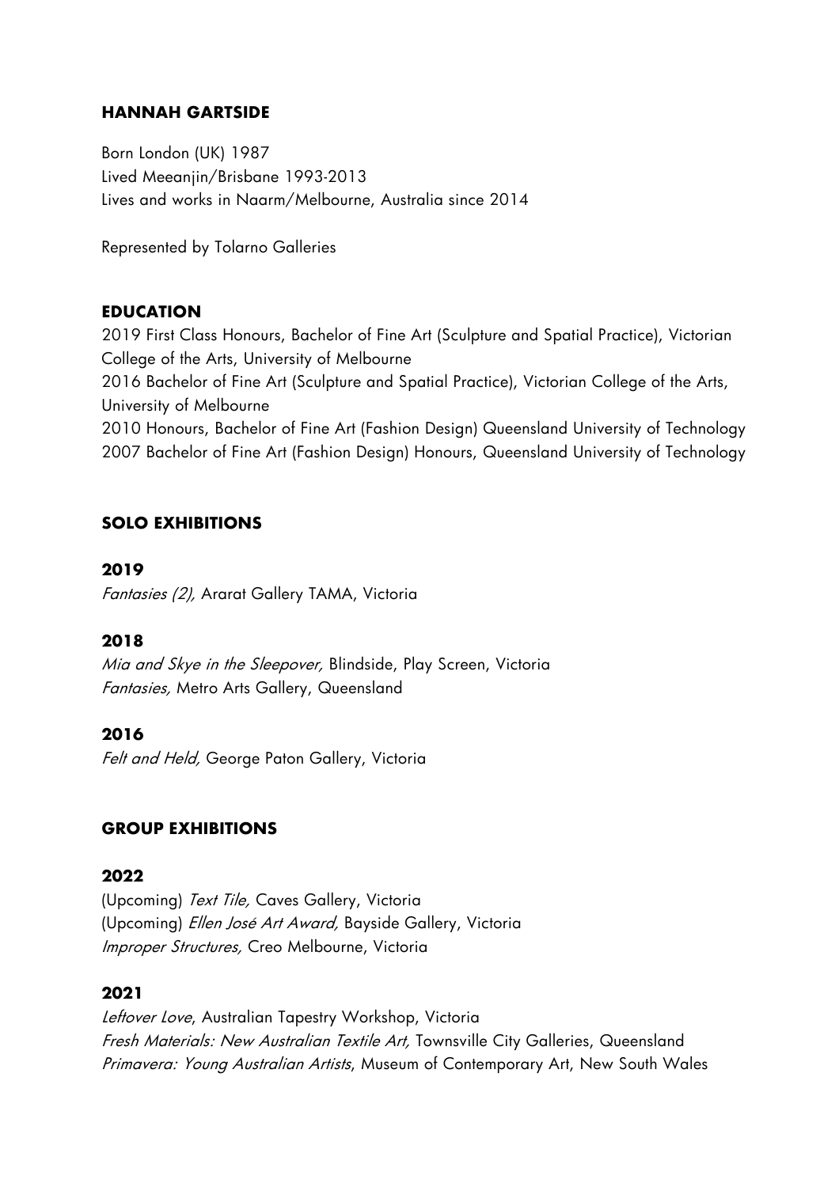**HANNAH GARTSIDE**

Born London (UK) 1987
Lived Meeanjin/Brisbane 1993-2013
Lives and works in Naarm/Melbourne, Australia since 2014

Represented by Tolarno Galleries

**EDUCATION**

2019 First Class Honours, Bachelor of Fine Art (Sculpture and Spatial Practice), Victorian College of the Arts, University of Melbourne
2016 Bachelor of Fine Art (Sculpture and Spatial Practice), Victorian College of the Arts, University of Melbourne
2010 Honours, Bachelor of Fine Art (Fashion Design) Queensland University of Technology
2007 Bachelor of Fine Art (Fashion Design) Honours, Queensland University of Technology

**SOLO EXHIBITIONS**

**2019**

*Fantasies (2),* Ararat Gallery TAMA, Victoria

**2018**

*Mia and Skye in the Sleepover,* Blindside, Play Screen, Victoria
*Fantasies,* Metro Arts Gallery, Queensland

**2016**

*Felt and Held,* George Paton Gallery, Victoria

**GROUP EXHIBITIONS**

**2022**

(Upcoming) *Text Tile,* Caves Gallery, Victoria
(Upcoming) *Ellen José Art Award,* Bayside Gallery, Victoria
*Improper Structures,* Creo Melbourne, Victoria

**2021**

*Leftover Love*, Australian Tapestry Workshop, Victoria
*Fresh Materials: New Australian Textile Art,* Townsville City Galleries, Queensland
*Primavera: Young Australian Artists*, Museum of Contemporary Art, New South Wales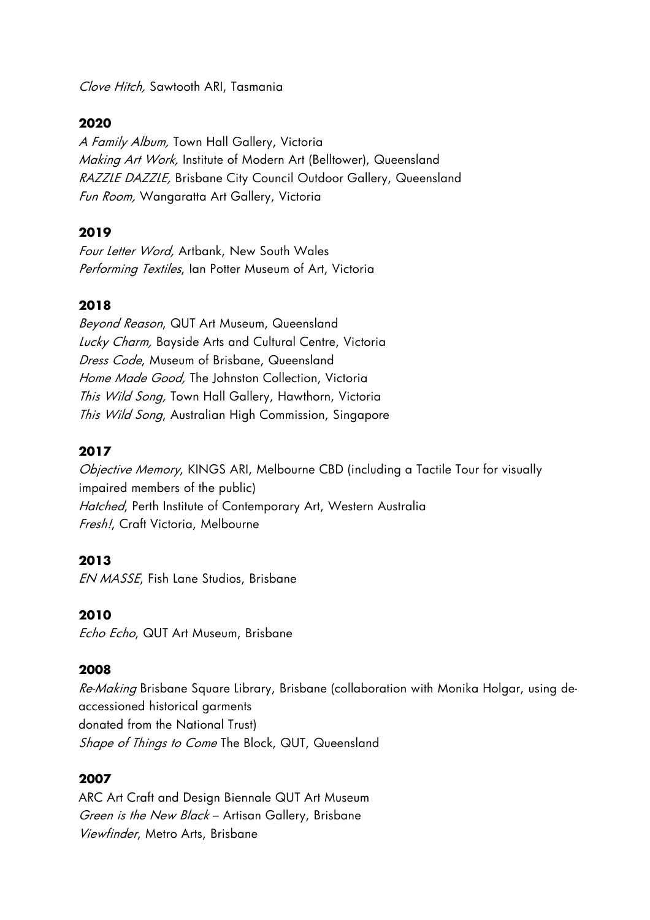*Clove Hitch,* Sawtooth ARI, Tasmania

**2020**

*A Family Album,* Town Hall Gallery, Victoria
*Making Art Work,* Institute of Modern Art (Belltower), Queensland
*RAZZLE DAZZLE,* Brisbane City Council Outdoor Gallery, Queensland
*Fun Room,* Wangaratta Art Gallery, Victoria

**2019**

*Four Letter Word,* Artbank, New South Wales
*Performing Textiles*, Ian Potter Museum of Art, Victoria

**2018**

*Beyond Reason*, QUT Art Museum, Queensland
*Lucky Charm,* Bayside Arts and Cultural Centre, Victoria
*Dress Code*, Museum of Brisbane, Queensland
*Home Made Good,* The Johnston Collection, Victoria
*This Wild Song,* Town Hall Gallery, Hawthorn, Victoria
*This Wild Song*, Australian High Commission, Singapore

**2017**

*Objective Memory*, KINGS ARI, Melbourne CBD (including a Tactile Tour for visually impaired members of the public)
*Hatched*, Perth Institute of Contemporary Art, Western Australia
*Fresh!*, Craft Victoria, Melbourne

**2013**

*EN MASSE*, Fish Lane Studios, Brisbane

**2010**

*Echo Echo*, QUT Art Museum, Brisbane

**2008**

*Re-Making* Brisbane Square Library, Brisbane (collaboration with Monika Holgar, using de-accessioned historical garments
donated from the National Trust)
*Shape of Things to Come* The Block, QUT, Queensland

**2007**

ARC Art Craft and Design Biennale QUT Art Museum
*Green is the New Black* – Artisan Gallery, Brisbane
*Viewfinder*, Metro Arts, Brisbane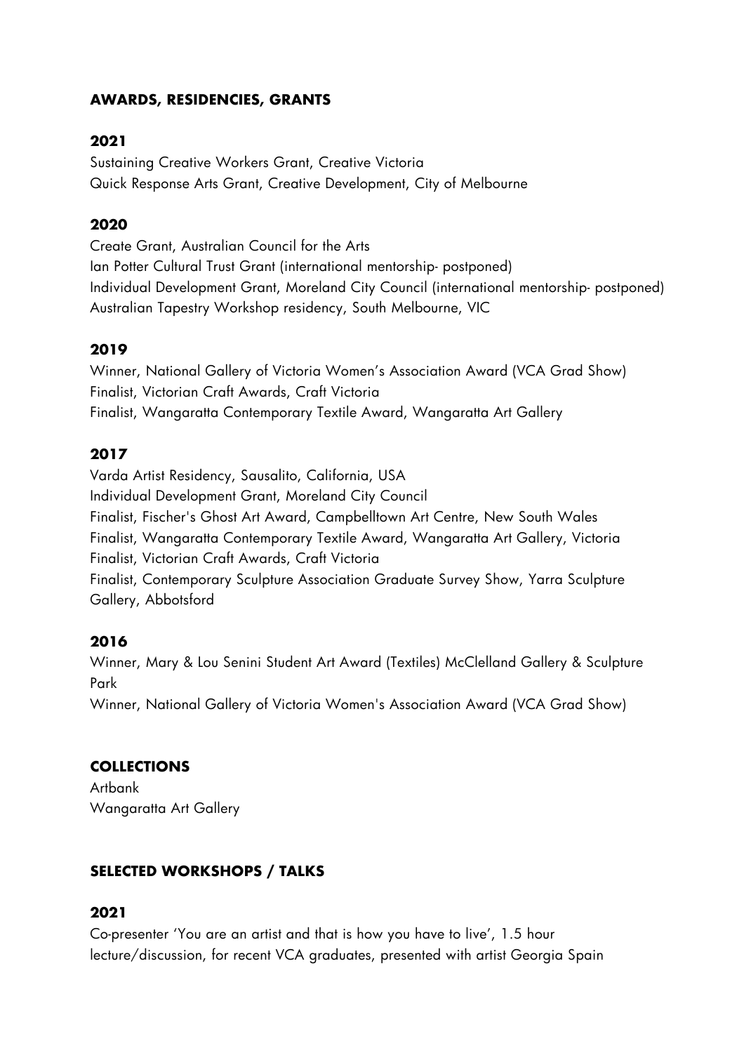## AWARDS, RESIDENCIES, GRANTS

### 2021

Sustaining Creative Workers Grant, Creative Victoria
Quick Response Arts Grant, Creative Development, City of Melbourne

### 2020

Create Grant, Australian Council for the Arts
Ian Potter Cultural Trust Grant (international mentorship- postponed)
Individual Development Grant, Moreland City Council (international mentorship- postponed)
Australian Tapestry Workshop residency, South Melbourne, VIC

### 2019

Winner, National Gallery of Victoria Women's Association Award (VCA Grad Show)
Finalist, Victorian Craft Awards, Craft Victoria
Finalist, Wangaratta Contemporary Textile Award, Wangaratta Art Gallery

### 2017

Varda Artist Residency, Sausalito, California, USA
Individual Development Grant, Moreland City Council
Finalist, Fischer's Ghost Art Award, Campbelltown Art Centre, New South Wales
Finalist, Wangaratta Contemporary Textile Award, Wangaratta Art Gallery, Victoria
Finalist, Victorian Craft Awards, Craft Victoria
Finalist, Contemporary Sculpture Association Graduate Survey Show, Yarra Sculpture Gallery, Abbotsford

### 2016

Winner, Mary & Lou Senini Student Art Award (Textiles) McClelland Gallery & Sculpture Park
Winner, National Gallery of Victoria Women's Association Award (VCA Grad Show)

## COLLECTIONS

Artbank
Wangaratta Art Gallery

## SELECTED WORKSHOPS / TALKS

### 2021

Co-presenter 'You are an artist and that is how you have to live', 1.5 hour lecture/discussion, for recent VCA graduates, presented with artist Georgia Spain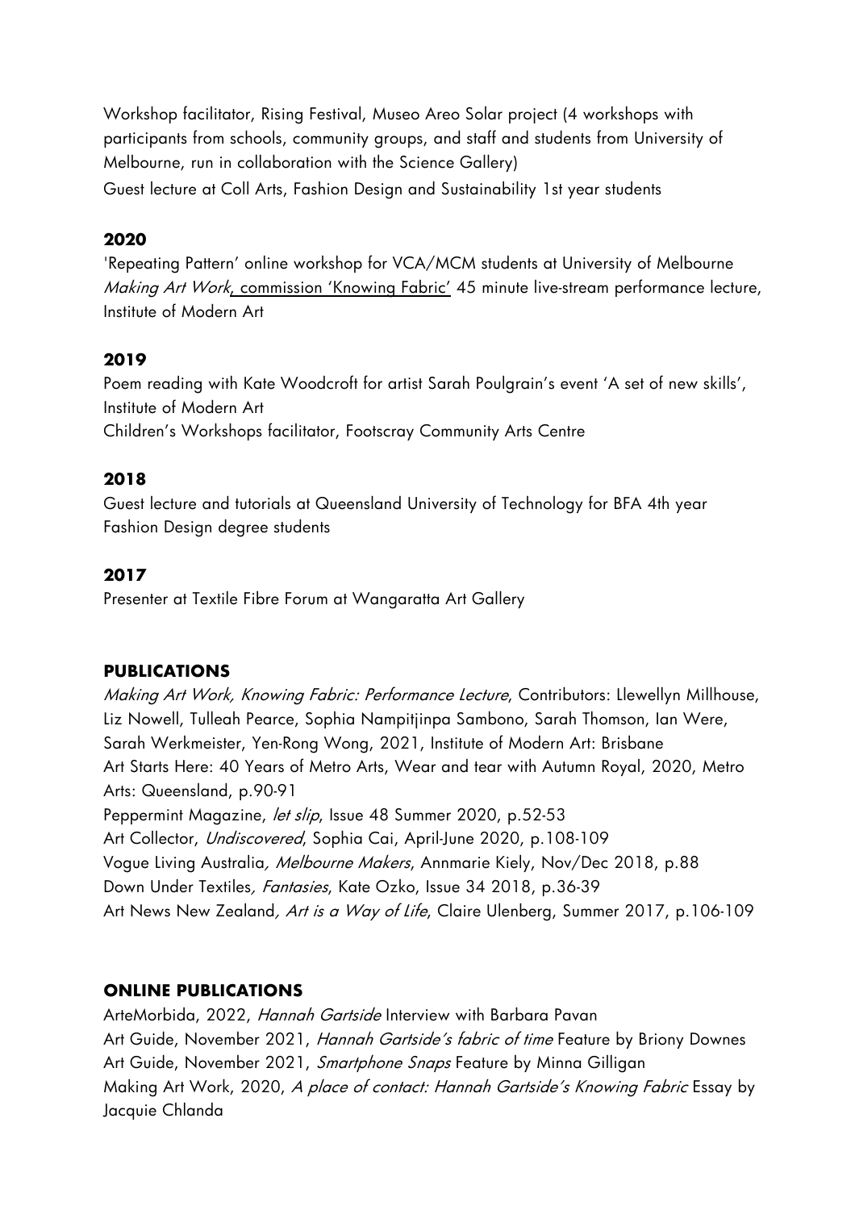Workshop facilitator, Rising Festival, Museo Areo Solar project (4 workshops with participants from schools, community groups, and staff and students from University of Melbourne, run in collaboration with the Science Gallery)

Guest lecture at Coll Arts, Fashion Design and Sustainability 1st year students

**2020**

'Repeating Pattern' online workshop for VCA/MCM students at University of Melbourne

*Making Art Work*, commission 'Knowing Fabric' 45 minute live-stream performance lecture, Institute of Modern Art

**2019**

Poem reading with Kate Woodcroft for artist Sarah Poulgrain's event 'A set of new skills', Institute of Modern Art

Children's Workshops facilitator, Footscray Community Arts Centre

**2018**

Guest lecture and tutorials at Queensland University of Technology for BFA 4th year Fashion Design degree students

**2017**

Presenter at Textile Fibre Forum at Wangaratta Art Gallery

**PUBLICATIONS**

*Making Art Work, Knowing Fabric: Performance Lecture*, Contributors: Llewellyn Millhouse, Liz Nowell, Tulleah Pearce, Sophia Nampitjinpa Sambono, Sarah Thomson, Ian Were, Sarah Werkmeister, Yen-Rong Wong, 2021, Institute of Modern Art: Brisbane

Art Starts Here: 40 Years of Metro Arts, Wear and tear with Autumn Royal, 2020, Metro Arts: Queensland, p.90-91

Peppermint Magazine, *let slip*, Issue 48 Summer 2020, p.52-53

Art Collector, *Undiscovered*, Sophia Cai, April-June 2020, p.108-109

Vogue Living Australia*, Melbourne Makers*, Annmarie Kiely, Nov/Dec 2018, p.88

Down Under Textiles*, Fantasies*, Kate Ozko, Issue 34 2018, p.36-39

Art News New Zealand*, Art is a Way of Life*, Claire Ulenberg, Summer 2017, p.106-109

**ONLINE PUBLICATIONS**

ArteMorbida, 2022, *Hannah Gartside* Interview with Barbara Pavan

Art Guide, November 2021, *Hannah Gartside's fabric of time* Feature by Briony Downes

Art Guide, November 2021, *Smartphone Snaps* Feature by Minna Gilligan

Making Art Work, 2020, *A place of contact: Hannah Gartside's Knowing Fabric* Essay by Jacquie Chlanda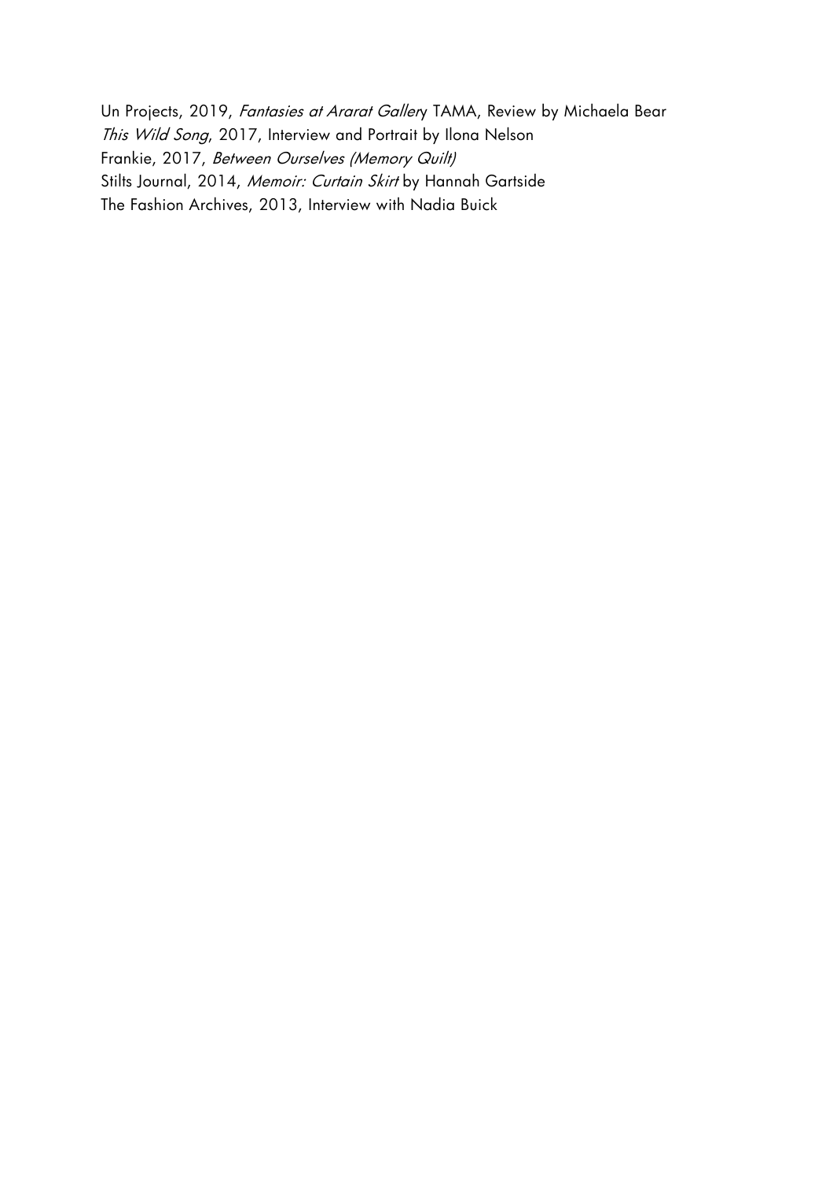Un Projects, 2019, *Fantasies at Ararat Galler*y TAMA, Review by Michaela Bear
*This Wild Song*, 2017, Interview and Portrait by Ilona Nelson
Frankie, 2017, *Between Ourselves (Memory Quilt)*
Stilts Journal, 2014, *Memoir: Curtain Skirt* by Hannah Gartside
The Fashion Archives, 2013, Interview with Nadia Buick